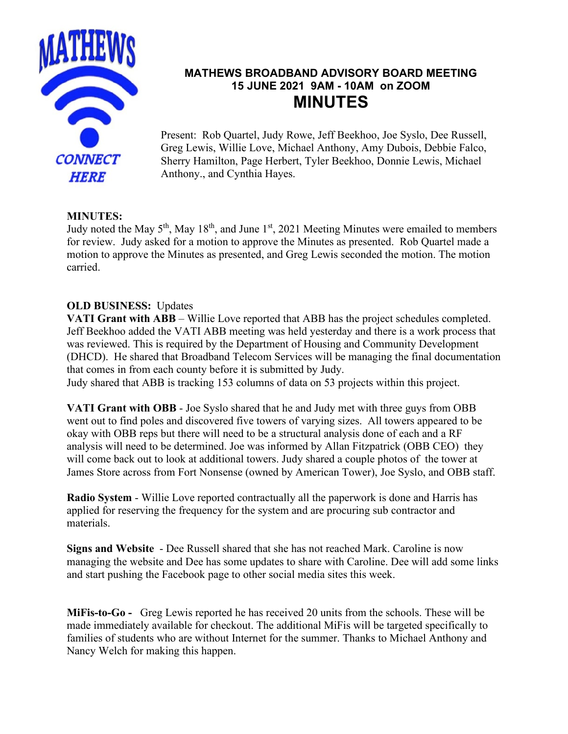MATHEWS

CONNECT HERE

# MATHEWS BROADBAND ADVISORY BOARD MEETING
## 15 JUNE 2021 9AM - 10AM on ZOOM
# MINUTES

Present: Rob Quartel, Judy Rowe, Jeff Beekhoo, Joe Syslo, Dee Russell, Greg Lewis, Willie Love, Michael Anthony, Amy Dubois, Debbie Falco, Sherry Hamilton, Page Herbert, Tyler Beekhoo, Donnie Lewis, Michael Anthony., and Cynthia Hayes.

**MINUTES:**
Judy noted the May 5th, May 18th, and June 1st, 2021 Meeting Minutes were emailed to members for review. Judy asked for a motion to approve the Minutes as presented. Rob Quartel made a motion to approve the Minutes as presented, and Greg Lewis seconded the motion. The motion carried.

**OLD BUSINESS:** Updates

**VATI Grant with ABB** – Willie Love reported that ABB has the project schedules completed. Jeff Beekhoo added the VATI ABB meeting was held yesterday and there is a work process that was reviewed. This is required by the Department of Housing and Community Development (DHCD). He shared that Broadband Telecom Services will be managing the final documentation that comes in from each county before it is submitted by Judy.
Judy shared that ABB is tracking 153 columns of data on 53 projects within this project.

**VATI Grant with OBB** - Joe Syslo shared that he and Judy met with three guys from OBB went out to find poles and discovered five towers of varying sizes. All towers appeared to be okay with OBB reps but there will need to be a structural analysis done of each and a RF analysis will need to be determined. Joe was informed by Allan Fitzpatrick (OBB CEO) they will come back out to look at additional towers. Judy shared a couple photos of the tower at James Store across from Fort Nonsense (owned by American Tower), Joe Syslo, and OBB staff.

**Radio System** - Willie Love reported contractually all the paperwork is done and Harris has applied for reserving the frequency for the system and are procuring sub contractor and materials.

**Signs and Website** - Dee Russell shared that she has not reached Mark. Caroline is now managing the website and Dee has some updates to share with Caroline. Dee will add some links and start pushing the Facebook page to other social media sites this week.

**MiFis-to-Go -** Greg Lewis reported he has received 20 units from the schools. These will be made immediately available for checkout. The additional MiFis will be targeted specifically to families of students who are without Internet for the summer. Thanks to Michael Anthony and Nancy Welch for making this happen.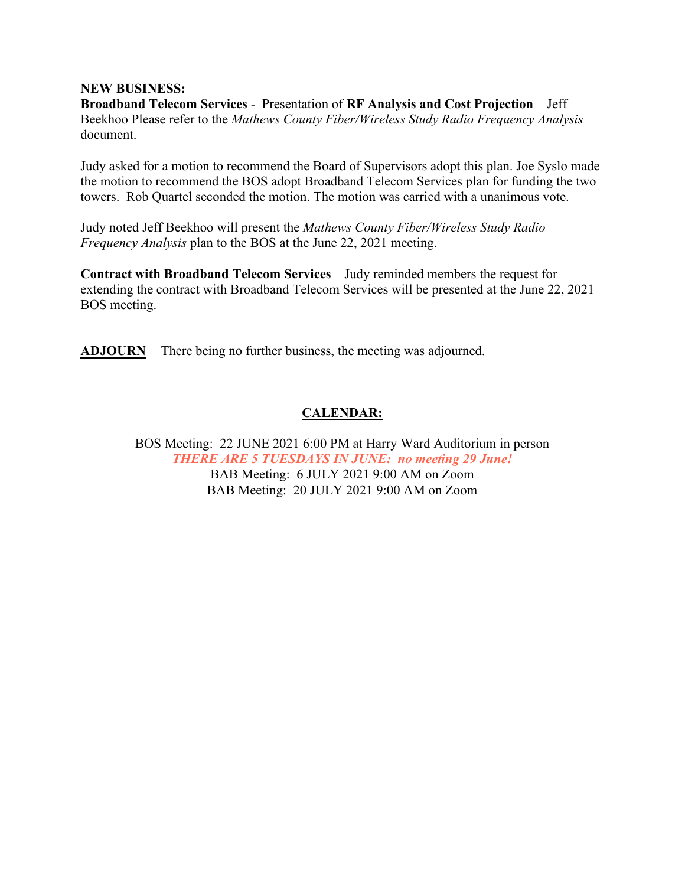**NEW BUSINESS:**

**Broadband Telecom Services** - Presentation of **RF Analysis and Cost Projection** – Jeff Beekhoo Please refer to the *Mathews County Fiber/Wireless Study Radio Frequency Analysis* document.

Judy asked for a motion to recommend the Board of Supervisors adopt this plan. Joe Syslo made the motion to recommend the BOS adopt Broadband Telecom Services plan for funding the two towers. Rob Quartel seconded the motion. The motion was carried with a unanimous vote.

Judy noted Jeff Beekhoo will present the *Mathews County Fiber/Wireless Study Radio Frequency Analysis* plan to the BOS at the June 22, 2021 meeting.

**Contract with Broadband Telecom Services** – Judy reminded members the request for extending the contract with Broadband Telecom Services will be presented at the June 22, 2021 BOS meeting.

**ADJOURN** There being no further business, the meeting was adjourned.

## CALENDAR:

BOS Meeting: 22 JUNE 2021 6:00 PM at Harry Ward Auditorium in person

***THERE ARE 5 TUESDAYS IN JUNE: no meeting 29 June!***

BAB Meeting: 6 JULY 2021 9:00 AM on Zoom

BAB Meeting: 20 JULY 2021 9:00 AM on Zoom